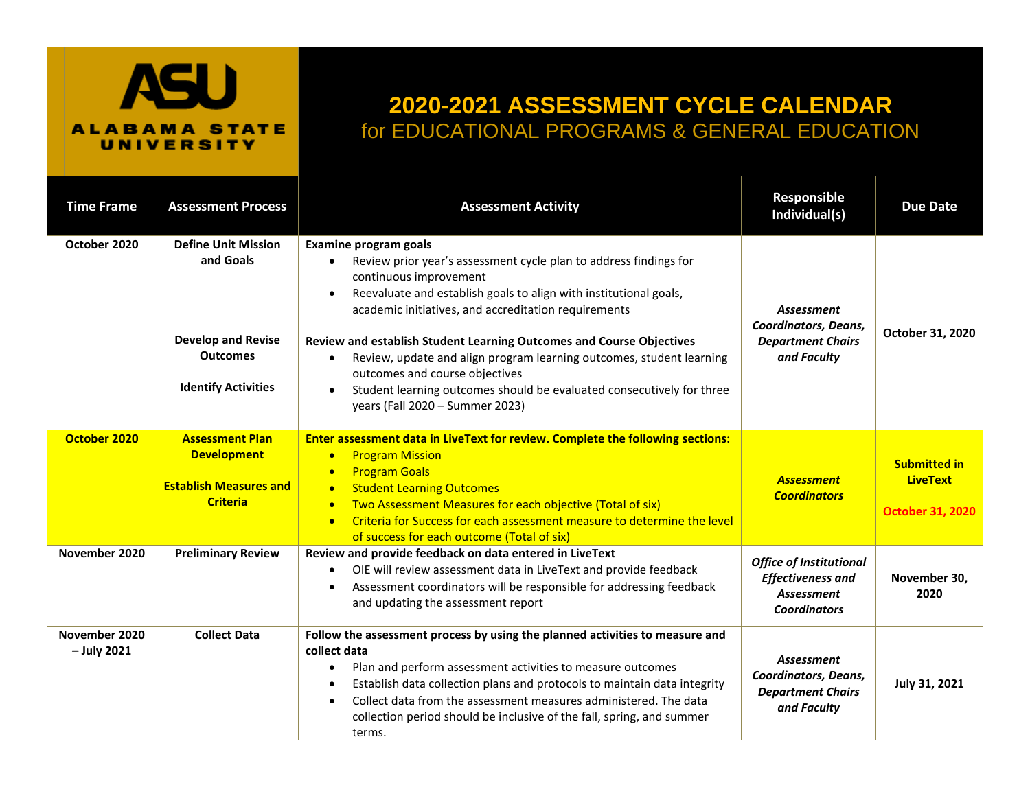# 2020-2021 ASSESSMENT CYCLE CALENDAR

## for EDUCATIONAL PROGRAMS & GENERAL EDUCATION

ALABAMA STATE UNIVERSITY

| Time Frame | Assessment Process | Assessment Activity | Responsible Individual(s) | Due Date |
|---|---|---|---|---|
| **October 2020** | **Define Unit Mission and Goals**<br><br>**Develop and Revise Outcomes**<br><br>**Identify Activities** | **Examine program goals**<br>• Review prior year's assessment cycle plan to address findings for continuous improvement<br>• Reevaluate and establish goals to align with institutional goals, academic initiatives, and accreditation requirements<br><br>**Review and establish Student Learning Outcomes and Course Objectives**<br>• Review, update and align program learning outcomes, student learning outcomes and course objectives<br>• Student learning outcomes should be evaluated consecutively for three years (Fall 2020 – Summer 2023) | ***Assessment Coordinators, Deans, Department Chairs and Faculty*** | **October 31, 2020** |
| **October 2020** | **Assessment Plan Development**<br><br>**Establish Measures and Criteria** | **Enter assessment data in LiveText for review. Complete the following sections:**<br>• Program Mission<br>• Program Goals<br>• Student Learning Outcomes<br>• Two Assessment Measures for each objective (Total of six)<br>• Criteria for Success for each assessment measure to determine the level of success for each outcome (Total of six) | ***Assessment Coordinators*** | **Submitted in LiveText**<br><br>**October 31, 2020** |
| **November 2020** | **Preliminary Review** | **Review and provide feedback on data entered in LiveText**<br>• OIE will review assessment data in LiveText and provide feedback<br>• Assessment coordinators will be responsible for addressing feedback and updating the assessment report | ***Office of Institutional Effectiveness and Assessment Coordinators*** | **November 30, 2020** |
| **November 2020 – July 2021** | **Collect Data** | **Follow the assessment process by using the planned activities to measure and collect data**<br>• Plan and perform assessment activities to measure outcomes<br>• Establish data collection plans and protocols to maintain data integrity<br>• Collect data from the assessment measures administered. The data collection period should be inclusive of the fall, spring, and summer terms. | ***Assessment Coordinators, Deans, Department Chairs and Faculty*** | **July 31, 2021** |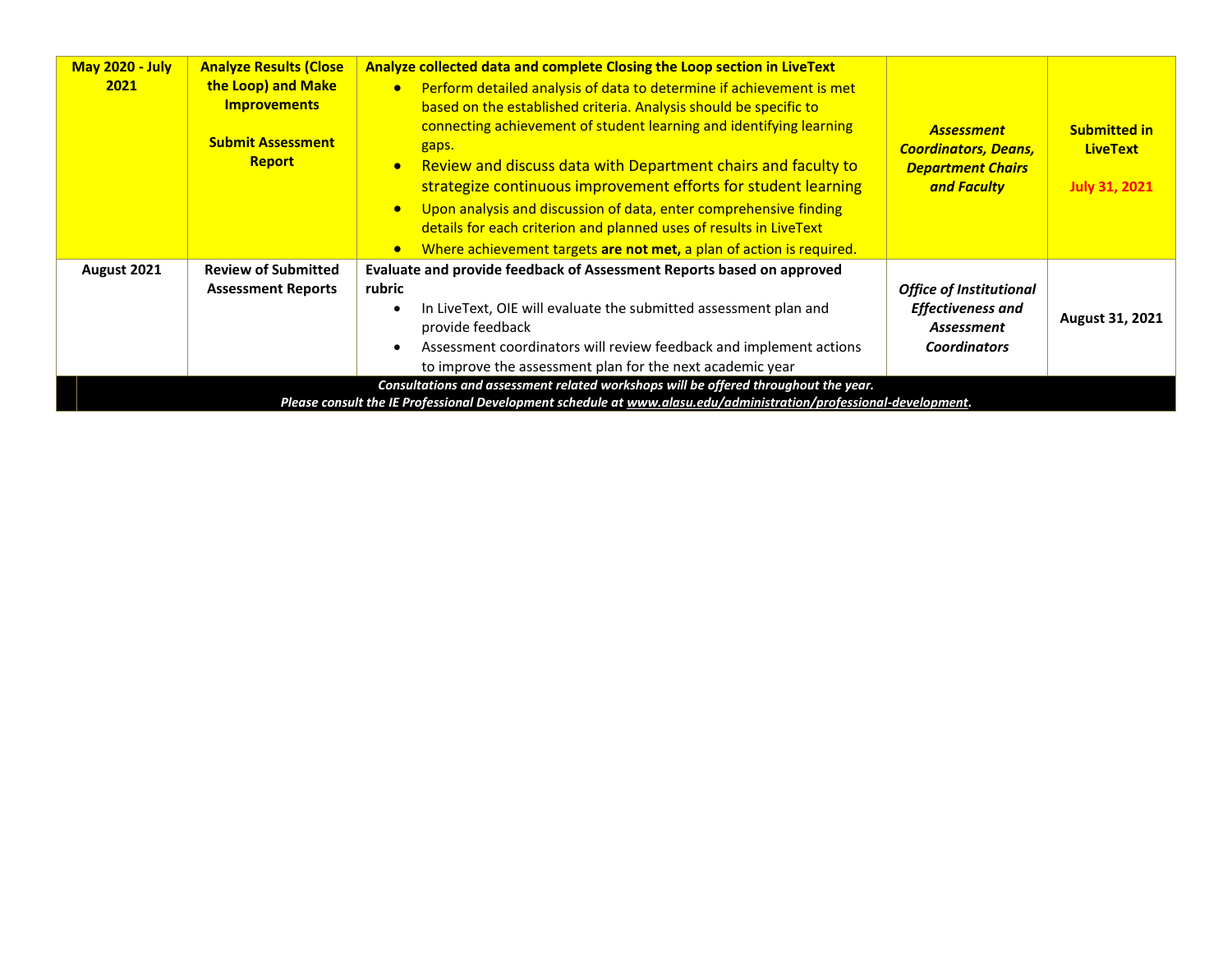| | | | | |
|---|---|---|---|---|
| **May 2020 - July 2021** | **Analyze Results (Close the Loop) and Make Improvements**<br><br>**Submit Assessment Report** | **Analyze collected data and complete Closing the Loop section in LiveText**<br>• Perform detailed analysis of data to determine if achievement is met based on the established criteria. Analysis should be specific to connecting achievement of student learning and identifying learning gaps.<br>• Review and discuss data with Department chairs and faculty to strategize continuous improvement efforts for student learning<br>• Upon analysis and discussion of data, enter comprehensive finding details for each criterion and planned uses of results in LiveText<br>• Where achievement targets **are not met,** a plan of action is required. | ***Assessment Coordinators, Deans, Department Chairs and Faculty*** | **Submitted in LiveText**<br><br>**July 31, 2021** |
| **August 2021** | **Review of Submitted Assessment Reports** | **Evaluate and provide feedback of Assessment Reports based on approved rubric**<br>• In LiveText, OIE will evaluate the submitted assessment plan and provide feedback<br>• Assessment coordinators will review feedback and implement actions to improve the assessment plan for the next academic year | ***Office of Institutional Effectiveness and Assessment Coordinators*** | **August 31, 2021** |

***Consultations and assessment related workshops will be offered throughout the year.***
***Please consult the IE Professional Development schedule at www.alasu.edu/administration/professional-development.***